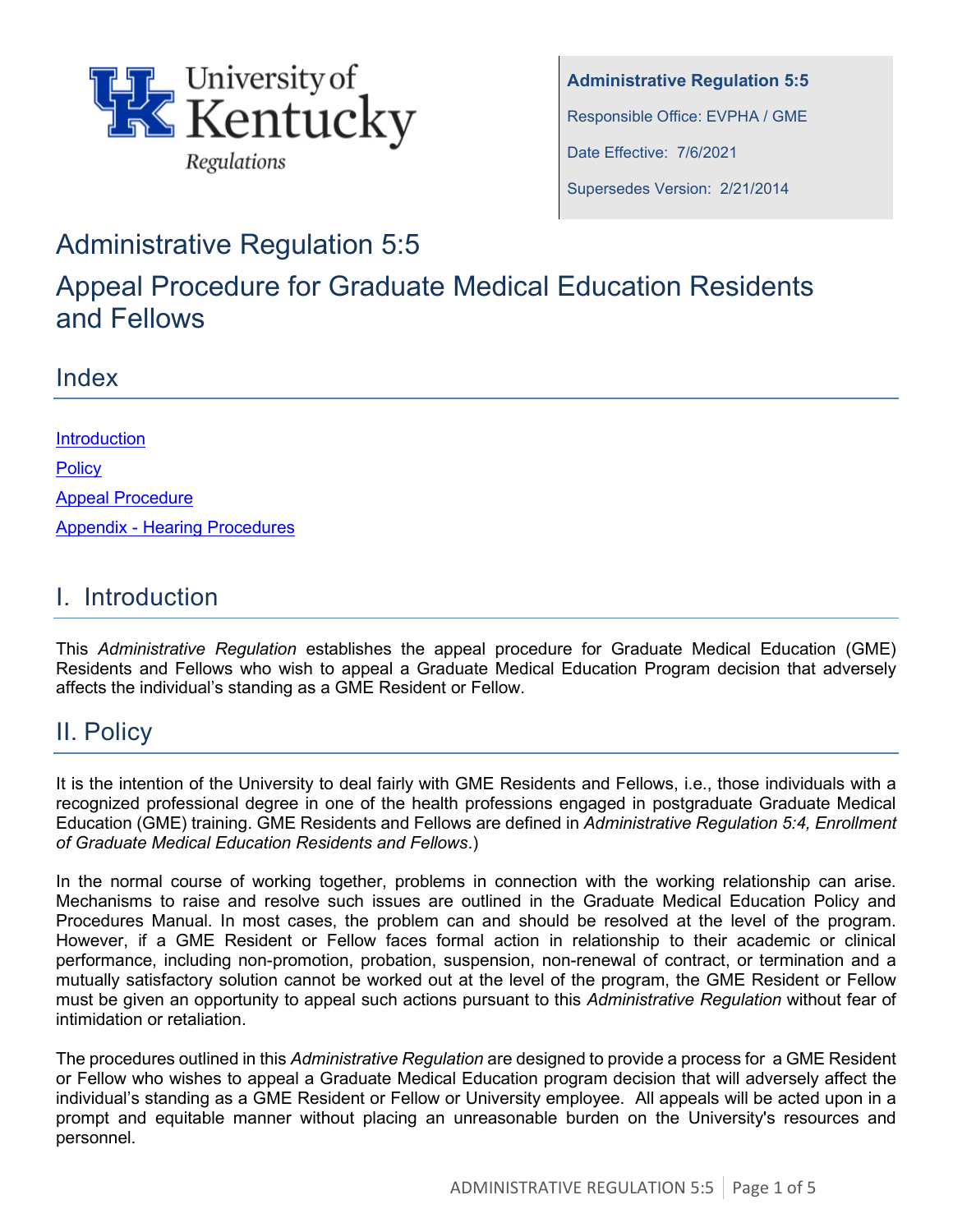University of Kentucky Regulations

**Administrative Regulation 5:5**

Responsible Office: EVPHA / GME

Date Effective: 7/6/2021

Supersedes Version: 2/21/2014

# Administrative Regulation 5:5

# Appeal Procedure for Graduate Medical Education Residents and Fellows

## Index

Introduction

Policy

Appeal Procedure

Appendix - Hearing Procedures

## I. Introduction

This *Administrative Regulation* establishes the appeal procedure for Graduate Medical Education (GME) Residents and Fellows who wish to appeal a Graduate Medical Education Program decision that adversely affects the individual's standing as a GME Resident or Fellow.

## II. Policy

It is the intention of the University to deal fairly with GME Residents and Fellows, i.e., those individuals with a recognized professional degree in one of the health professions engaged in postgraduate Graduate Medical Education (GME) training. GME Residents and Fellows are defined in *Administrative Regulation 5:4, Enrollment of Graduate Medical Education Residents and Fellows*.)

In the normal course of working together, problems in connection with the working relationship can arise. Mechanisms to raise and resolve such issues are outlined in the Graduate Medical Education Policy and Procedures Manual. In most cases, the problem can and should be resolved at the level of the program. However, if a GME Resident or Fellow faces formal action in relationship to their academic or clinical performance, including non-promotion, probation, suspension, non-renewal of contract, or termination and a mutually satisfactory solution cannot be worked out at the level of the program, the GME Resident or Fellow must be given an opportunity to appeal such actions pursuant to this *Administrative Regulation* without fear of intimidation or retaliation.

The procedures outlined in this *Administrative Regulation* are designed to provide a process for a GME Resident or Fellow who wishes to appeal a Graduate Medical Education program decision that will adversely affect the individual's standing as a GME Resident or Fellow or University employee. All appeals will be acted upon in a prompt and equitable manner without placing an unreasonable burden on the University's resources and personnel.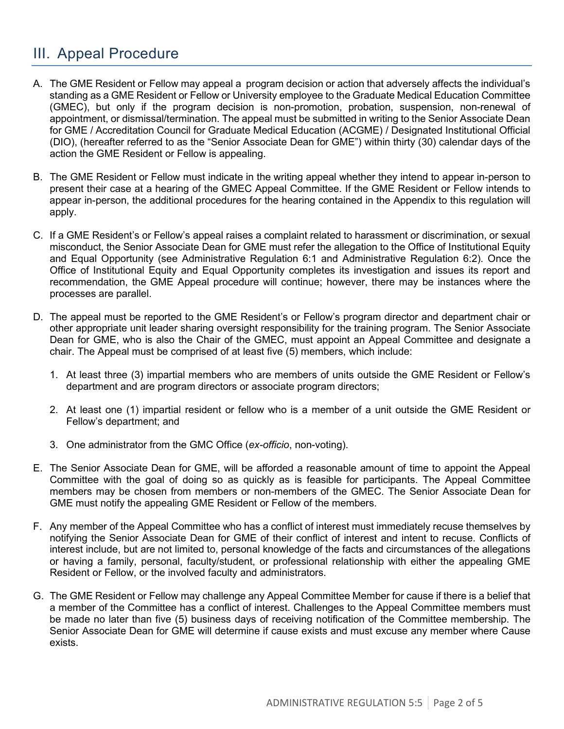## III. Appeal Procedure

A. The GME Resident or Fellow may appeal a program decision or action that adversely affects the individual's standing as a GME Resident or Fellow or University employee to the Graduate Medical Education Committee (GMEC), but only if the program decision is non-promotion, probation, suspension, non-renewal of appointment, or dismissal/termination. The appeal must be submitted in writing to the Senior Associate Dean for GME / Accreditation Council for Graduate Medical Education (ACGME) / Designated Institutional Official (DIO), (hereafter referred to as the "Senior Associate Dean for GME") within thirty (30) calendar days of the action the GME Resident or Fellow is appealing.

B. The GME Resident or Fellow must indicate in the writing appeal whether they intend to appear in-person to present their case at a hearing of the GMEC Appeal Committee. If the GME Resident or Fellow intends to appear in-person, the additional procedures for the hearing contained in the Appendix to this regulation will apply.

C. If a GME Resident's or Fellow's appeal raises a complaint related to harassment or discrimination, or sexual misconduct, the Senior Associate Dean for GME must refer the allegation to the Office of Institutional Equity and Equal Opportunity (see Administrative Regulation 6:1 and Administrative Regulation 6:2). Once the Office of Institutional Equity and Equal Opportunity completes its investigation and issues its report and recommendation, the GME Appeal procedure will continue; however, there may be instances where the processes are parallel.

D. The appeal must be reported to the GME Resident's or Fellow's program director and department chair or other appropriate unit leader sharing oversight responsibility for the training program. The Senior Associate Dean for GME, who is also the Chair of the GMEC, must appoint an Appeal Committee and designate a chair. The Appeal must be comprised of at least five (5) members, which include:

    1. At least three (3) impartial members who are members of units outside the GME Resident or Fellow's department and are program directors or associate program directors;

    2. At least one (1) impartial resident or fellow who is a member of a unit outside the GME Resident or Fellow's department; and

    3. One administrator from the GMC Office (*ex-officio*, non-voting).

E. The Senior Associate Dean for GME, will be afforded a reasonable amount of time to appoint the Appeal Committee with the goal of doing so as quickly as is feasible for participants. The Appeal Committee members may be chosen from members or non-members of the GMEC. The Senior Associate Dean for GME must notify the appealing GME Resident or Fellow of the members.

F. Any member of the Appeal Committee who has a conflict of interest must immediately recuse themselves by notifying the Senior Associate Dean for GME of their conflict of interest and intent to recuse. Conflicts of interest include, but are not limited to, personal knowledge of the facts and circumstances of the allegations or having a family, personal, faculty/student, or professional relationship with either the appealing GME Resident or Fellow, or the involved faculty and administrators.

G. The GME Resident or Fellow may challenge any Appeal Committee Member for cause if there is a belief that a member of the Committee has a conflict of interest. Challenges to the Appeal Committee members must be made no later than five (5) business days of receiving notification of the Committee membership. The Senior Associate Dean for GME will determine if cause exists and must excuse any member where Cause exists.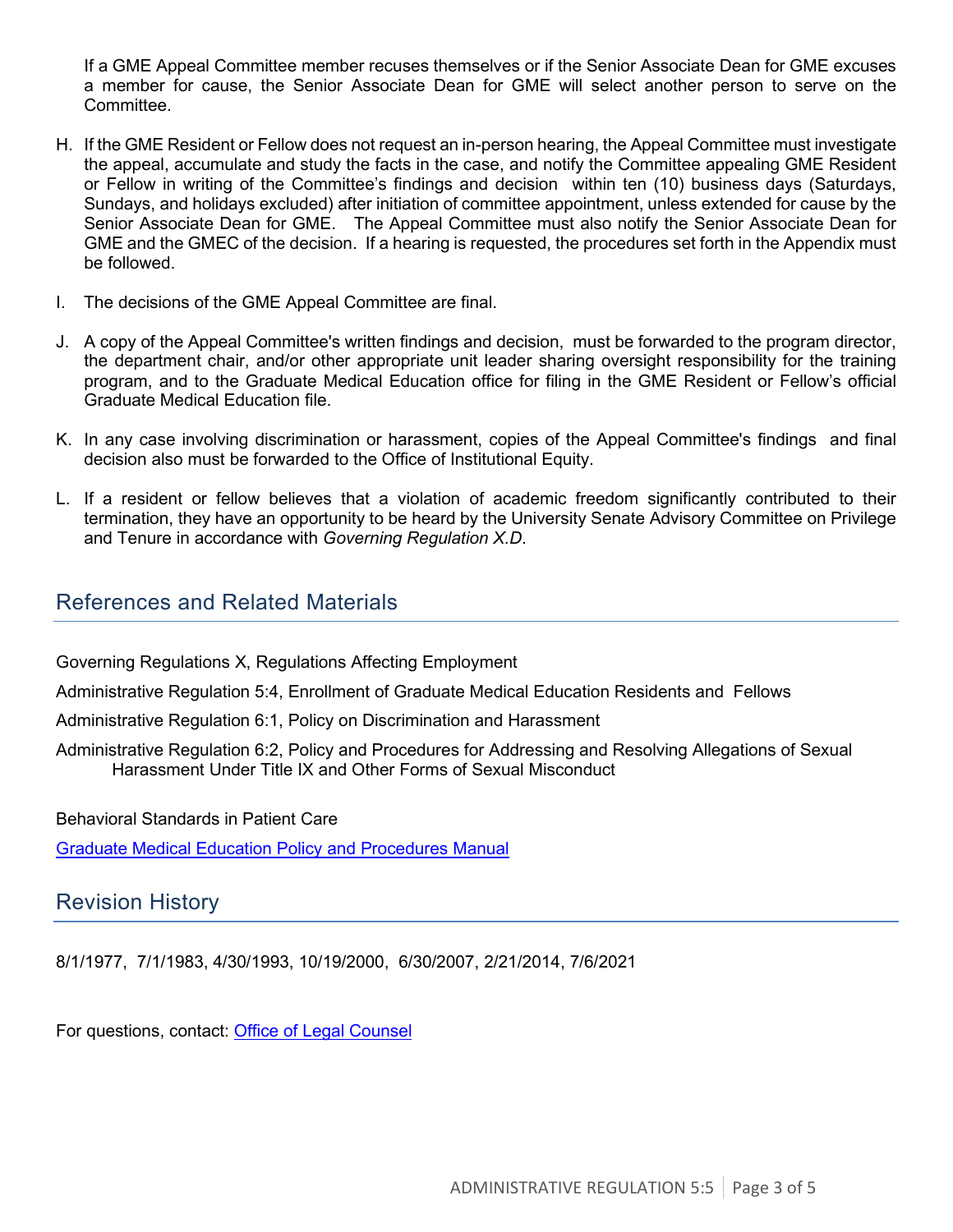If a GME Appeal Committee member recuses themselves or if the Senior Associate Dean for GME excuses a member for cause, the Senior Associate Dean for GME will select another person to serve on the Committee.

H. If the GME Resident or Fellow does not request an in-person hearing, the Appeal Committee must investigate the appeal, accumulate and study the facts in the case, and notify the Committee appealing GME Resident or Fellow in writing of the Committee's findings and decision within ten (10) business days (Saturdays, Sundays, and holidays excluded) after initiation of committee appointment, unless extended for cause by the Senior Associate Dean for GME. The Appeal Committee must also notify the Senior Associate Dean for GME and the GMEC of the decision. If a hearing is requested, the procedures set forth in the Appendix must be followed.

I. The decisions of the GME Appeal Committee are final.

J. A copy of the Appeal Committee's written findings and decision, must be forwarded to the program director, the department chair, and/or other appropriate unit leader sharing oversight responsibility for the training program, and to the Graduate Medical Education office for filing in the GME Resident or Fellow's official Graduate Medical Education file.

K. In any case involving discrimination or harassment, copies of the Appeal Committee's findings and final decision also must be forwarded to the Office of Institutional Equity.

L. If a resident or fellow believes that a violation of academic freedom significantly contributed to their termination, they have an opportunity to be heard by the University Senate Advisory Committee on Privilege and Tenure in accordance with *Governing Regulation X.D*.

## References and Related Materials

Governing Regulations X, Regulations Affecting Employment

Administrative Regulation 5:4, Enrollment of Graduate Medical Education Residents and Fellows

Administrative Regulation 6:1, Policy on Discrimination and Harassment

Administrative Regulation 6:2, Policy and Procedures for Addressing and Resolving Allegations of Sexual Harassment Under Title IX and Other Forms of Sexual Misconduct

Behavioral Standards in Patient Care

[Graduate Medical Education Policy and Procedures Manual]

## Revision History

8/1/1977, 7/1/1983, 4/30/1993, 10/19/2000, 6/30/2007, 2/21/2014, 7/6/2021

For questions, contact: [Office of Legal Counsel]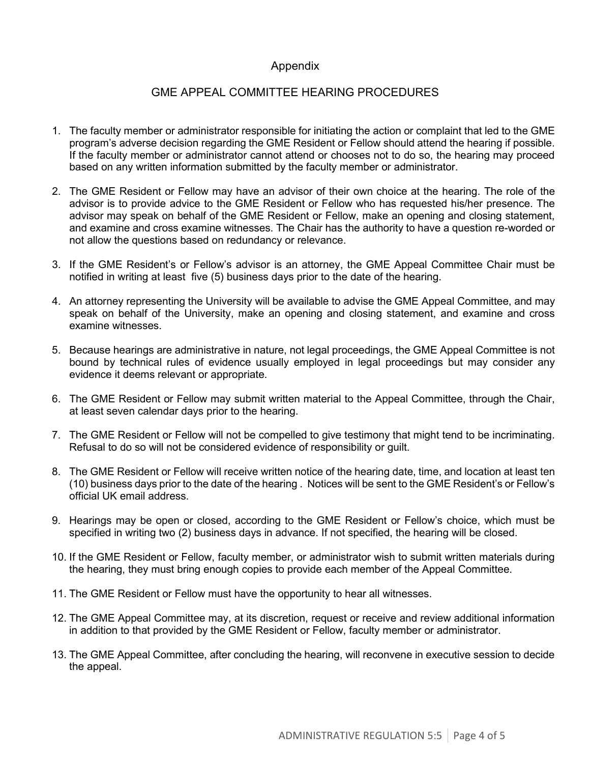## Appendix

## GME APPEAL COMMITTEE HEARING PROCEDURES

1. The faculty member or administrator responsible for initiating the action or complaint that led to the GME program's adverse decision regarding the GME Resident or Fellow should attend the hearing if possible. If the faculty member or administrator cannot attend or chooses not to do so, the hearing may proceed based on any written information submitted by the faculty member or administrator.

2. The GME Resident or Fellow may have an advisor of their own choice at the hearing. The role of the advisor is to provide advice to the GME Resident or Fellow who has requested his/her presence. The advisor may speak on behalf of the GME Resident or Fellow, make an opening and closing statement, and examine and cross examine witnesses. The Chair has the authority to have a question re-worded or not allow the questions based on redundancy or relevance.

3. If the GME Resident's or Fellow's advisor is an attorney, the GME Appeal Committee Chair must be notified in writing at least five (5) business days prior to the date of the hearing.

4. An attorney representing the University will be available to advise the GME Appeal Committee, and may speak on behalf of the University, make an opening and closing statement, and examine and cross examine witnesses.

5. Because hearings are administrative in nature, not legal proceedings, the GME Appeal Committee is not bound by technical rules of evidence usually employed in legal proceedings but may consider any evidence it deems relevant or appropriate.

6. The GME Resident or Fellow may submit written material to the Appeal Committee, through the Chair, at least seven calendar days prior to the hearing.

7. The GME Resident or Fellow will not be compelled to give testimony that might tend to be incriminating. Refusal to do so will not be considered evidence of responsibility or guilt.

8. The GME Resident or Fellow will receive written notice of the hearing date, time, and location at least ten (10) business days prior to the date of the hearing . Notices will be sent to the GME Resident's or Fellow's official UK email address.

9. Hearings may be open or closed, according to the GME Resident or Fellow's choice, which must be specified in writing two (2) business days in advance. If not specified, the hearing will be closed.

10. If the GME Resident or Fellow, faculty member, or administrator wish to submit written materials during the hearing, they must bring enough copies to provide each member of the Appeal Committee.

11. The GME Resident or Fellow must have the opportunity to hear all witnesses.

12. The GME Appeal Committee may, at its discretion, request or receive and review additional information in addition to that provided by the GME Resident or Fellow, faculty member or administrator.

13. The GME Appeal Committee, after concluding the hearing, will reconvene in executive session to decide the appeal.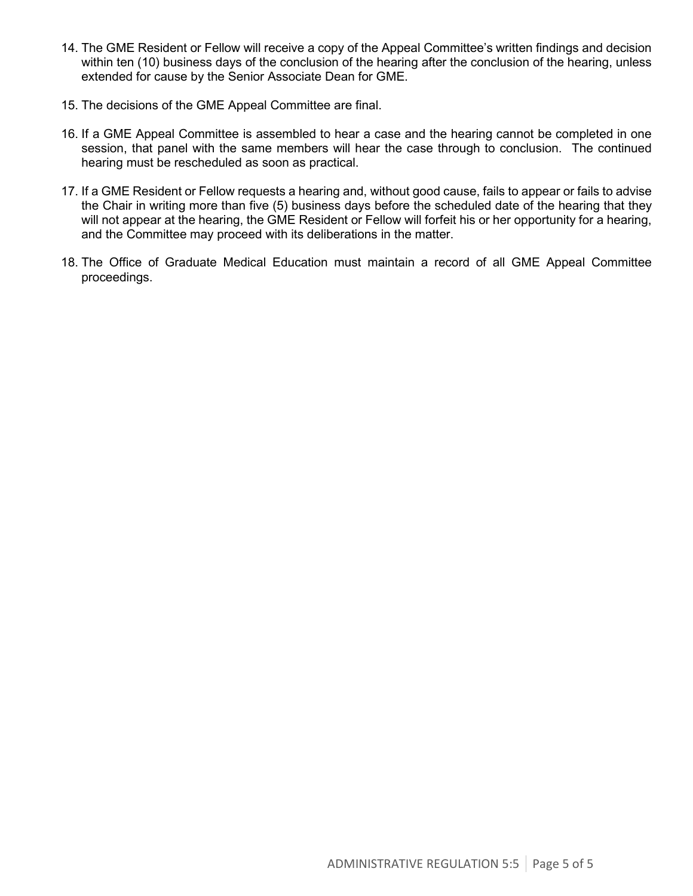14. The GME Resident or Fellow will receive a copy of the Appeal Committee's written findings and decision within ten (10) business days of the conclusion of the hearing after the conclusion of the hearing, unless extended for cause by the Senior Associate Dean for GME.

15. The decisions of the GME Appeal Committee are final.

16. If a GME Appeal Committee is assembled to hear a case and the hearing cannot be completed in one session, that panel with the same members will hear the case through to conclusion. The continued hearing must be rescheduled as soon as practical.

17. If a GME Resident or Fellow requests a hearing and, without good cause, fails to appear or fails to advise the Chair in writing more than five (5) business days before the scheduled date of the hearing that they will not appear at the hearing, the GME Resident or Fellow will forfeit his or her opportunity for a hearing, and the Committee may proceed with its deliberations in the matter.

18. The Office of Graduate Medical Education must maintain a record of all GME Appeal Committee proceedings.